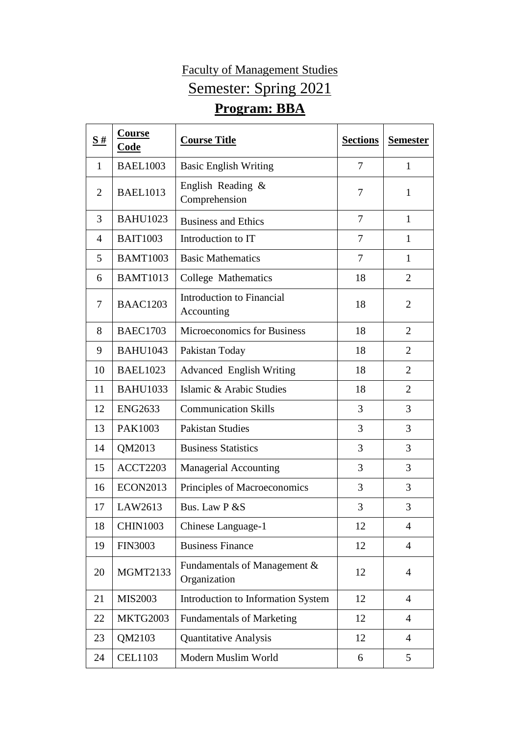# Faculty of Management Studies

## Semester: Spring 2021

## **Program: BBA**

| **S #** | **Course Code** | **Course Title** | **Sections** | **Semester** |
|---|---|---|---|---|
| 1 | BAEL1003 | Basic English Writing | 7 | 1 |
| 2 | BAEL1013 | English Reading & Comprehension | 7 | 1 |
| 3 | BAHU1023 | Business and Ethics | 7 | 1 |
| 4 | BAIT1003 | Introduction to IT | 7 | 1 |
| 5 | BAMT1003 | Basic Mathematics | 7 | 1 |
| 6 | BAMT1013 | College Mathematics | 18 | 2 |
| 7 | BAAC1203 | Introduction to Financial Accounting | 18 | 2 |
| 8 | BAEC1703 | Microeconomics for Business | 18 | 2 |
| 9 | BAHU1043 | Pakistan Today | 18 | 2 |
| 10 | BAEL1023 | Advanced English Writing | 18 | 2 |
| 11 | BAHU1033 | Islamic & Arabic Studies | 18 | 2 |
| 12 | ENG2633 | Communication Skills | 3 | 3 |
| 13 | PAK1003 | Pakistan Studies | 3 | 3 |
| 14 | QM2013 | Business Statistics | 3 | 3 |
| 15 | ACCT2203 | Managerial Accounting | 3 | 3 |
| 16 | ECON2013 | Principles of Macroeconomics | 3 | 3 |
| 17 | LAW2613 | Bus. Law P &S | 3 | 3 |
| 18 | CHIN1003 | Chinese Language-1 | 12 | 4 |
| 19 | FIN3003 | Business Finance | 12 | 4 |
| 20 | MGMT2133 | Fundamentals of Management & Organization | 12 | 4 |
| 21 | MIS2003 | Introduction to Information System | 12 | 4 |
| 22 | MKTG2003 | Fundamentals of Marketing | 12 | 4 |
| 23 | QM2103 | Quantitative Analysis | 12 | 4 |
| 24 | CEL1103 | Modern Muslim World | 6 | 5 |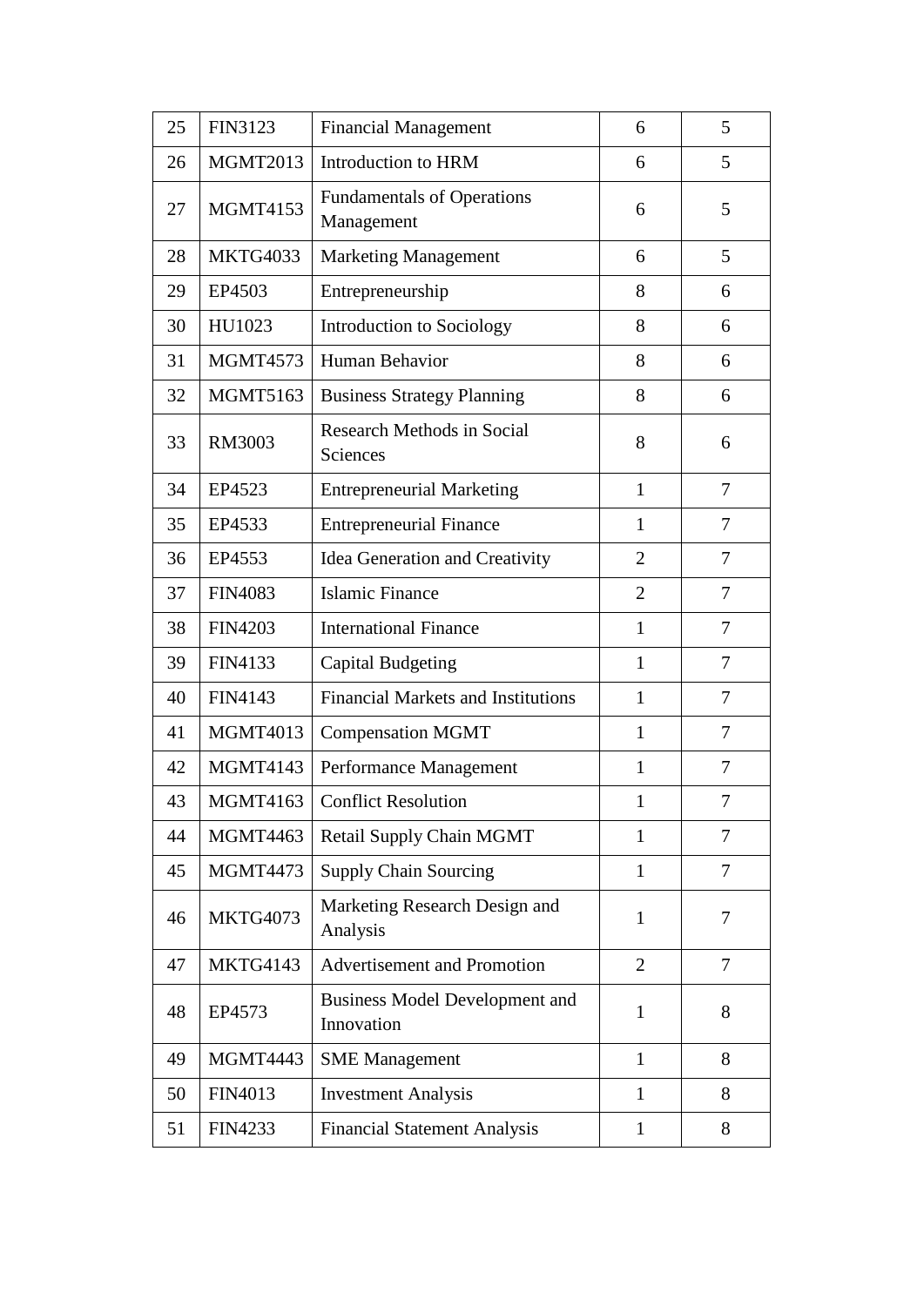| 25 | FIN3123 | Financial Management | 6 | 5 |
|---|---|---|---|---|
| 26 | MGMT2013 | Introduction to HRM | 6 | 5 |
| 27 | MGMT4153 | Fundamentals of Operations Management | 6 | 5 |
| 28 | MKTG4033 | Marketing Management | 6 | 5 |
| 29 | EP4503 | Entrepreneurship | 8 | 6 |
| 30 | HU1023 | Introduction to Sociology | 8 | 6 |
| 31 | MGMT4573 | Human Behavior | 8 | 6 |
| 32 | MGMT5163 | Business Strategy Planning | 8 | 6 |
| 33 | RM3003 | Research Methods in Social Sciences | 8 | 6 |
| 34 | EP4523 | Entrepreneurial Marketing | 1 | 7 |
| 35 | EP4533 | Entrepreneurial Finance | 1 | 7 |
| 36 | EP4553 | Idea Generation and Creativity | 2 | 7 |
| 37 | FIN4083 | Islamic Finance | 2 | 7 |
| 38 | FIN4203 | International Finance | 1 | 7 |
| 39 | FIN4133 | Capital Budgeting | 1 | 7 |
| 40 | FIN4143 | Financial Markets and Institutions | 1 | 7 |
| 41 | MGMT4013 | Compensation MGMT | 1 | 7 |
| 42 | MGMT4143 | Performance Management | 1 | 7 |
| 43 | MGMT4163 | Conflict Resolution | 1 | 7 |
| 44 | MGMT4463 | Retail Supply Chain MGMT | 1 | 7 |
| 45 | MGMT4473 | Supply Chain Sourcing | 1 | 7 |
| 46 | MKTG4073 | Marketing Research Design and Analysis | 1 | 7 |
| 47 | MKTG4143 | Advertisement and Promotion | 2 | 7 |
| 48 | EP4573 | Business Model Development and Innovation | 1 | 8 |
| 49 | MGMT4443 | SME Management | 1 | 8 |
| 50 | FIN4013 | Investment Analysis | 1 | 8 |
| 51 | FIN4233 | Financial Statement Analysis | 1 | 8 |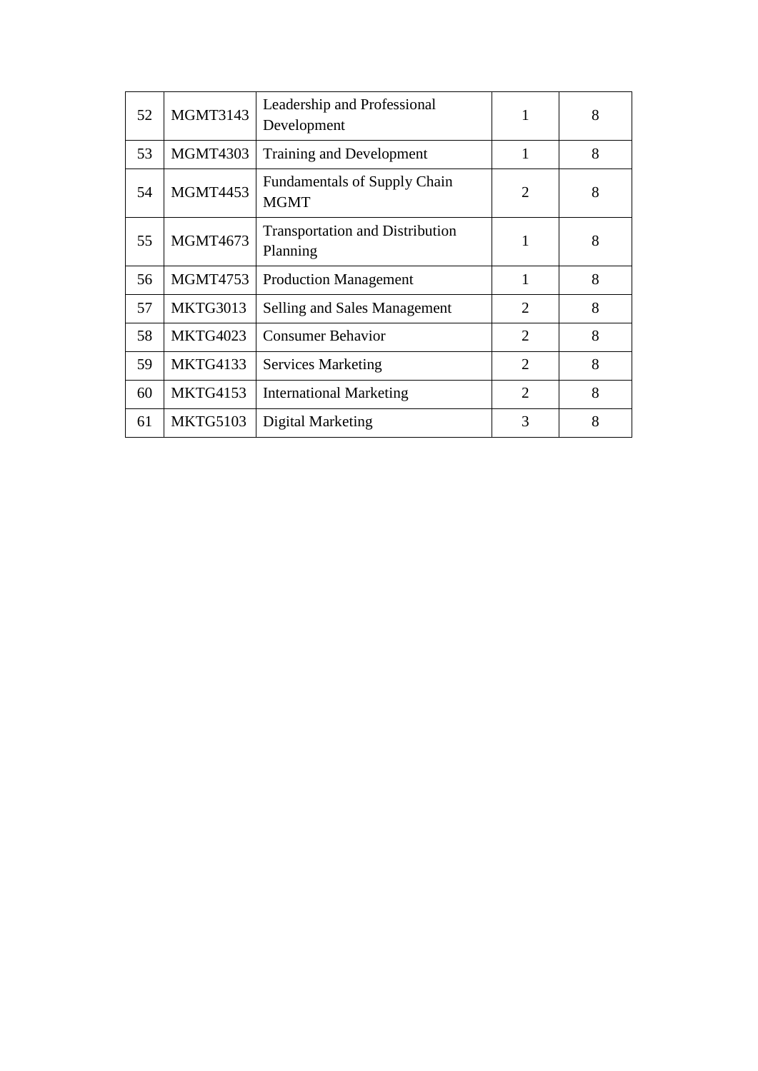| | | | | |
|---|---|---|---|---|
| 52 | MGMT3143 | Leadership and Professional Development | 1 | 8 |
| 53 | MGMT4303 | Training and Development | 1 | 8 |
| 54 | MGMT4453 | Fundamentals of Supply Chain MGMT | 2 | 8 |
| 55 | MGMT4673 | Transportation and Distribution Planning | 1 | 8 |
| 56 | MGMT4753 | Production Management | 1 | 8 |
| 57 | MKTG3013 | Selling and Sales Management | 2 | 8 |
| 58 | MKTG4023 | Consumer Behavior | 2 | 8 |
| 59 | MKTG4133 | Services Marketing | 2 | 8 |
| 60 | MKTG4153 | International Marketing | 2 | 8 |
| 61 | MKTG5103 | Digital Marketing | 3 | 8 |